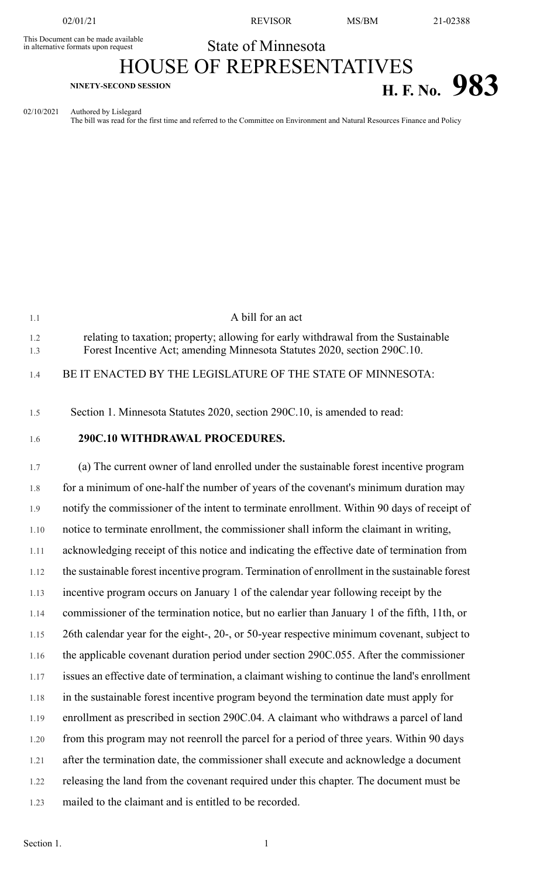02/01/21 REVISOR MS/BM 21-02388

This Document can be made available in alternative formats upon request

State of Minnesota

# HOUSE OF REPRESENTATIVES

**NINETY-SECOND SESSION**

# H. F. No. 983

02/10/2021 Authored by Lislegard

The bill was read for the first time and referred to the Committee on Environment and Natural Resources Finance and Policy

A bill for an act

relating to taxation; property; allowing for early withdrawal from the Sustainable Forest Incentive Act; amending Minnesota Statutes 2020, section 290C.10.

BE IT ENACTED BY THE LEGISLATURE OF THE STATE OF MINNESOTA:

Section 1. Minnesota Statutes 2020, section 290C.10, is amended to read:

**290C.10 WITHDRAWAL PROCEDURES.**

(a) The current owner of land enrolled under the sustainable forest incentive program for a minimum of one-half the number of years of the covenant's minimum duration may notify the commissioner of the intent to terminate enrollment. Within 90 days of receipt of notice to terminate enrollment, the commissioner shall inform the claimant in writing, acknowledging receipt of this notice and indicating the effective date of termination from the sustainable forest incentive program. Termination of enrollment in the sustainable forest incentive program occurs on January 1 of the calendar year following receipt by the commissioner of the termination notice, but no earlier than January 1 of the fifth, 11th, or 26th calendar year for the eight-, 20-, or 50-year respective minimum covenant, subject to the applicable covenant duration period under section 290C.055. After the commissioner issues an effective date of termination, a claimant wishing to continue the land's enrollment in the sustainable forest incentive program beyond the termination date must apply for enrollment as prescribed in section 290C.04. A claimant who withdraws a parcel of land from this program may not reenroll the parcel for a period of three years. Within 90 days after the termination date, the commissioner shall execute and acknowledge a document releasing the land from the covenant required under this chapter. The document must be mailed to the claimant and is entitled to be recorded.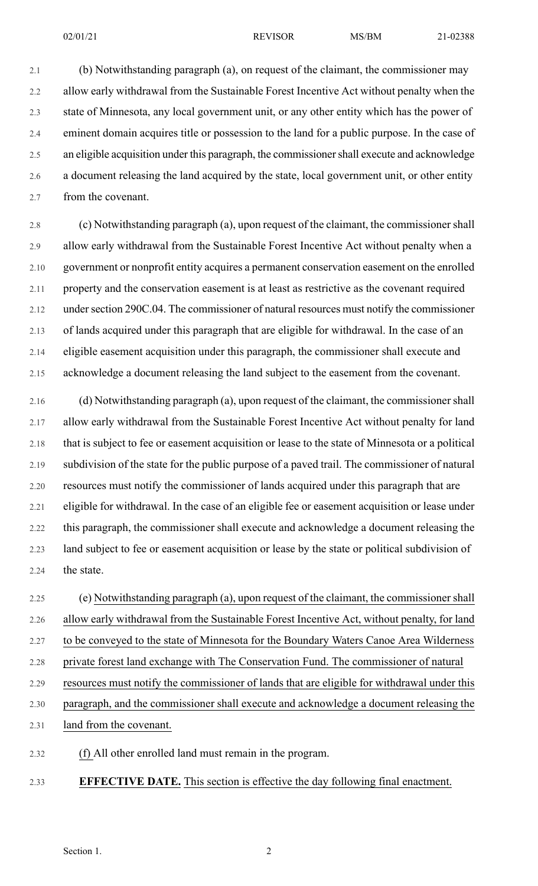(b) Notwithstanding paragraph (a), on request of the claimant, the commissioner may allow early withdrawal from the Sustainable Forest Incentive Act without penalty when the state of Minnesota, any local government unit, or any other entity which has the power of eminent domain acquires title or possession to the land for a public purpose. In the case of an eligible acquisition under this paragraph, the commissioner shall execute and acknowledge a document releasing the land acquired by the state, local government unit, or other entity from the covenant.

(c) Notwithstanding paragraph (a), upon request of the claimant, the commissioner shall allow early withdrawal from the Sustainable Forest Incentive Act without penalty when a government or nonprofit entity acquires a permanent conservation easement on the enrolled property and the conservation easement is at least as restrictive as the covenant required under section 290C.04. The commissioner of natural resources must notify the commissioner of lands acquired under this paragraph that are eligible for withdrawal. In the case of an eligible easement acquisition under this paragraph, the commissioner shall execute and acknowledge a document releasing the land subject to the easement from the covenant.

(d) Notwithstanding paragraph (a), upon request of the claimant, the commissioner shall allow early withdrawal from the Sustainable Forest Incentive Act without penalty for land that is subject to fee or easement acquisition or lease to the state of Minnesota or a political subdivision of the state for the public purpose of a paved trail. The commissioner of natural resources must notify the commissioner of lands acquired under this paragraph that are eligible for withdrawal. In the case of an eligible fee or easement acquisition or lease under this paragraph, the commissioner shall execute and acknowledge a document releasing the land subject to fee or easement acquisition or lease by the state or political subdivision of the state.

(e) Notwithstanding paragraph (a), upon request of the claimant, the commissioner shall allow early withdrawal from the Sustainable Forest Incentive Act, without penalty, for land to be conveyed to the state of Minnesota for the Boundary Waters Canoe Area Wilderness private forest land exchange with The Conservation Fund. The commissioner of natural resources must notify the commissioner of lands that are eligible for withdrawal under this paragraph, and the commissioner shall execute and acknowledge a document releasing the land from the covenant.

(f) All other enrolled land must remain in the program.

**EFFECTIVE DATE.** This section is effective the day following final enactment.